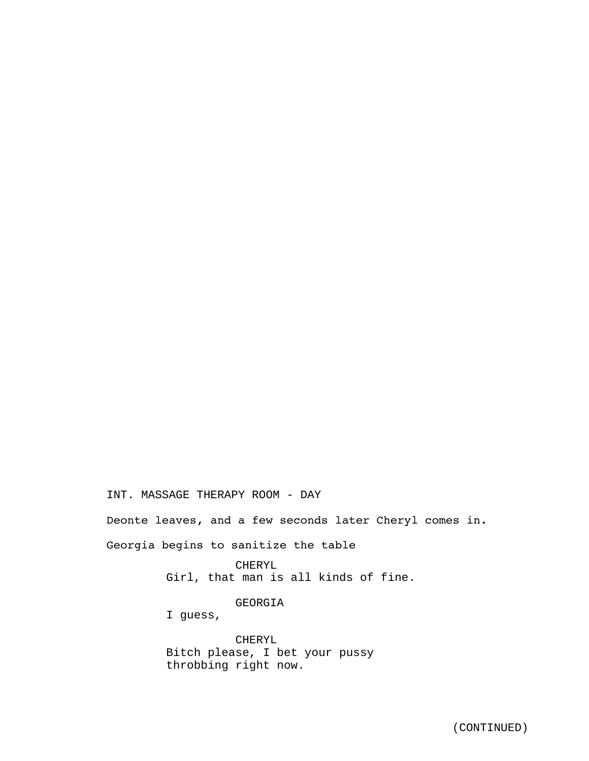INT. MASSAGE THERAPY ROOM - DAY

Deonte leaves, and a few seconds later Cheryl comes in.

Georgia begins to sanitize the table

CHERYL
Girl, that man is all kinds of fine.

GEORGIA
I guess,

CHERYL
Bitch please, I bet your pussy throbbing right now.

(CONTINUED)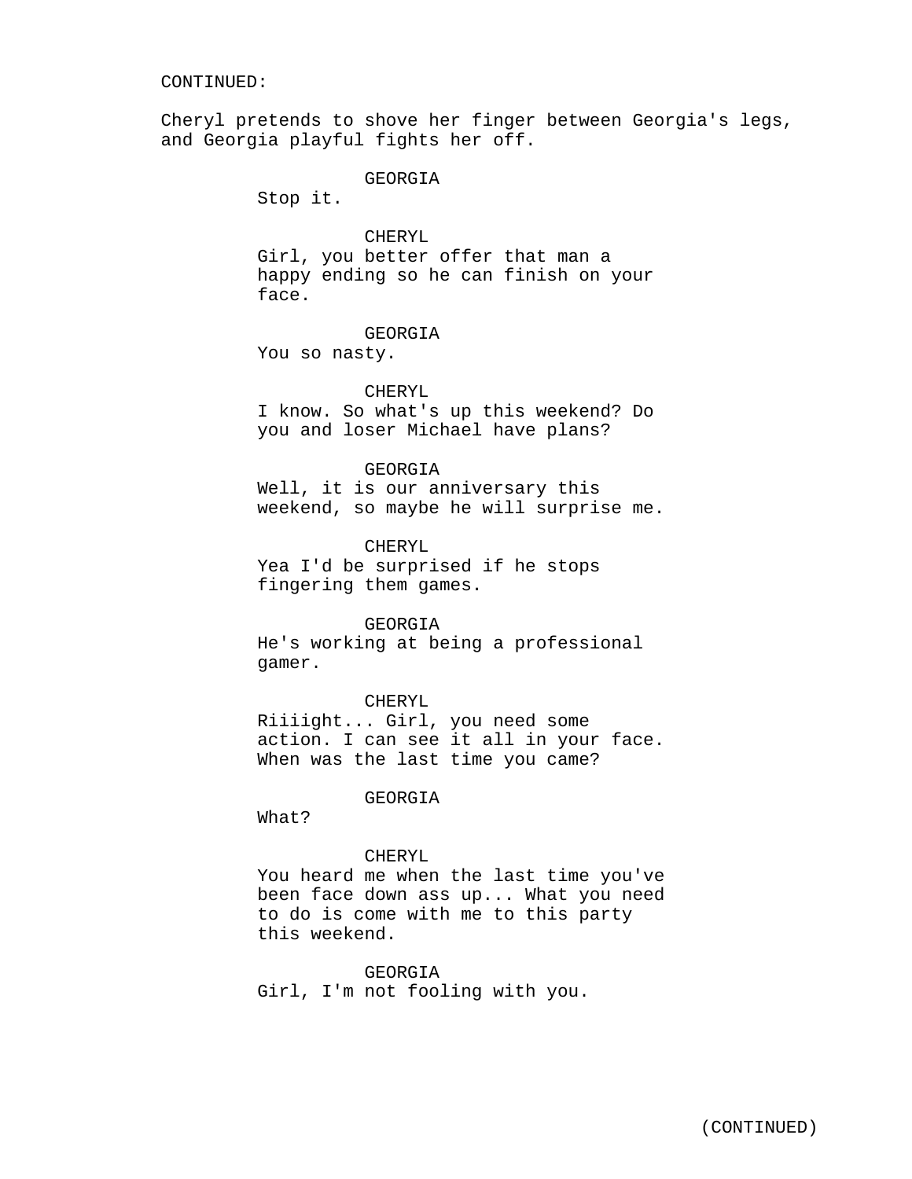CONTINUED:

Cheryl pretends to shove her finger between Georgia's legs, and Georgia playful fights her off.

GEORGIA

Stop it.

CHERYL

Girl, you better offer that man a happy ending so he can finish on your face.

GEORGIA

You so nasty.

CHERYL

I know. So what's up this weekend? Do you and loser Michael have plans?

GEORGIA

Well, it is our anniversary this weekend, so maybe he will surprise me.

CHERYL

Yea I'd be surprised if he stops fingering them games.

GEORGIA

He's working at being a professional gamer.

CHERYL

Riiiight... Girl, you need some action. I can see it all in your face. When was the last time you came?

GEORGIA

What?

CHERYL

You heard me when the last time you've been face down ass up... What you need to do is come with me to this party this weekend.

GEORGIA

Girl, I'm not fooling with you.

(CONTINUED)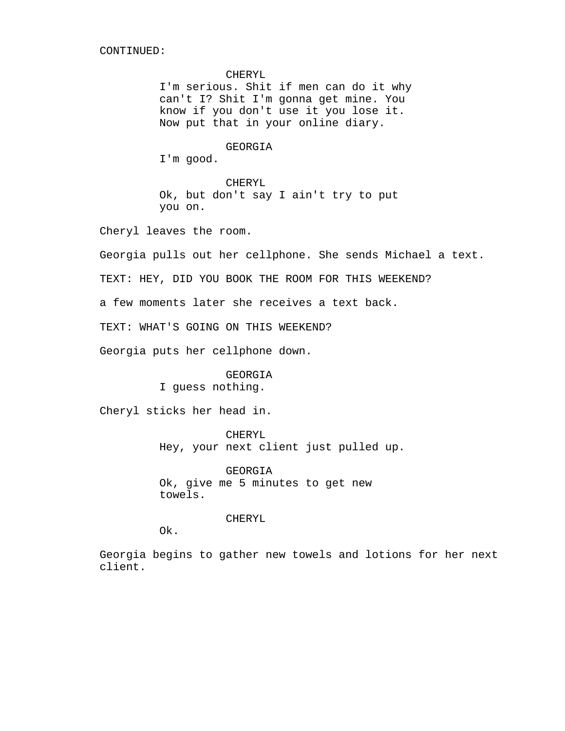CONTINUED:

CHERYL
I'm serious. Shit if men can do it why can't I? Shit I'm gonna get mine. You know if you don't use it you lose it. Now put that in your online diary.

GEORGIA
I'm good.

CHERYL
Ok, but don't say I ain't try to put you on.

Cheryl leaves the room.

Georgia pulls out her cellphone. She sends Michael a text.

TEXT: HEY, DID YOU BOOK THE ROOM FOR THIS WEEKEND?

a few moments later she receives a text back.

TEXT: WHAT'S GOING ON THIS WEEKEND?

Georgia puts her cellphone down.

GEORGIA
I guess nothing.

Cheryl sticks her head in.

CHERYL
Hey, your next client just pulled up.

GEORGIA
Ok, give me 5 minutes to get new towels.

CHERYL
Ok.

Georgia begins to gather new towels and lotions for her next client.